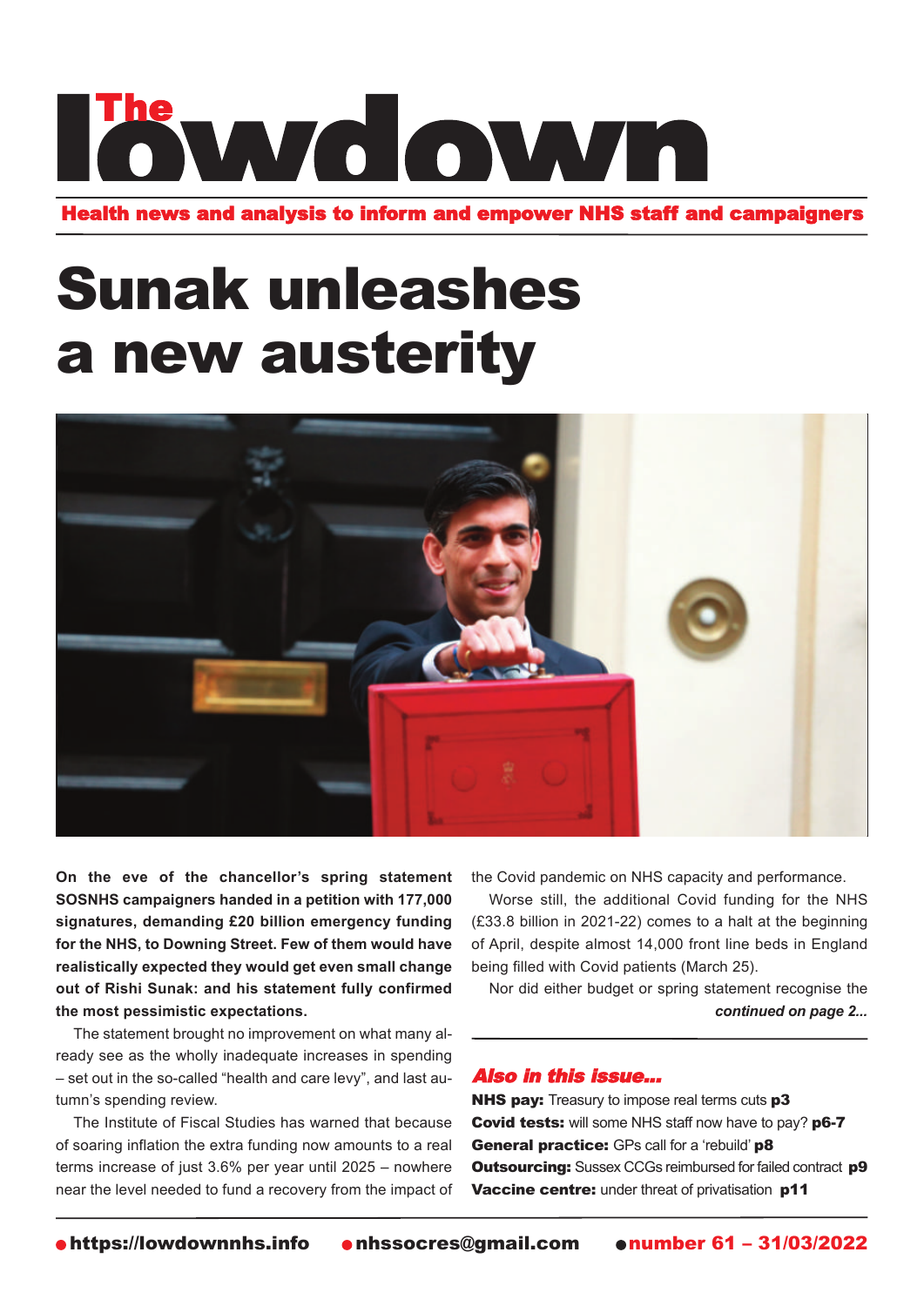# The lowdown

**Health news and analysis to inform and empower NHS staff and campaigners**

# Sunak unleashes a new austerity

**On the eve of the chancellor's spring statement SOSNHS campaigners handed in a petition with 177,000 signatures, demanding £20 billion emergency funding for the NHS, to Downing Street. Few of them would have realistically expected they would get even small change out of Rishi Sunak: and his statement fully confirmed the most pessimistic expectations.**

The statement brought no improvement on what many already see as the wholly inadequate increases in spending – set out in the so-called "health and care levy", and last autumn's spending review.

The Institute of Fiscal Studies has warned that because of soaring inflation the extra funding now amounts to a real terms increase of just 3.6% per year until 2025 – nowhere near the level needed to fund a recovery from the impact of the Covid pandemic on NHS capacity and performance.

Worse still, the additional Covid funding for the NHS (£33.8 billion in 2021-22) comes to a halt at the beginning of April, despite almost 14,000 front line beds in England being filled with Covid patients (March 25).

Nor did either budget or spring statement recognise the

***continued on page 2...***

## *Also in this issue...*

**NHS pay:** Treasury to impose real terms cuts **p3**
**Covid tests:** will some NHS staff now have to pay? **p6-7**
**General practice:** GPs call for a 'rebuild' **p8**
**Outsourcing:** Sussex CCGs reimbursed for failed contract **p9**
**Vaccine centre:** under threat of privatisation **p11**

● **https://lowdownnhs.info** ● **nhssocres@gmail.com** ● **number 61 – 31/03/2022**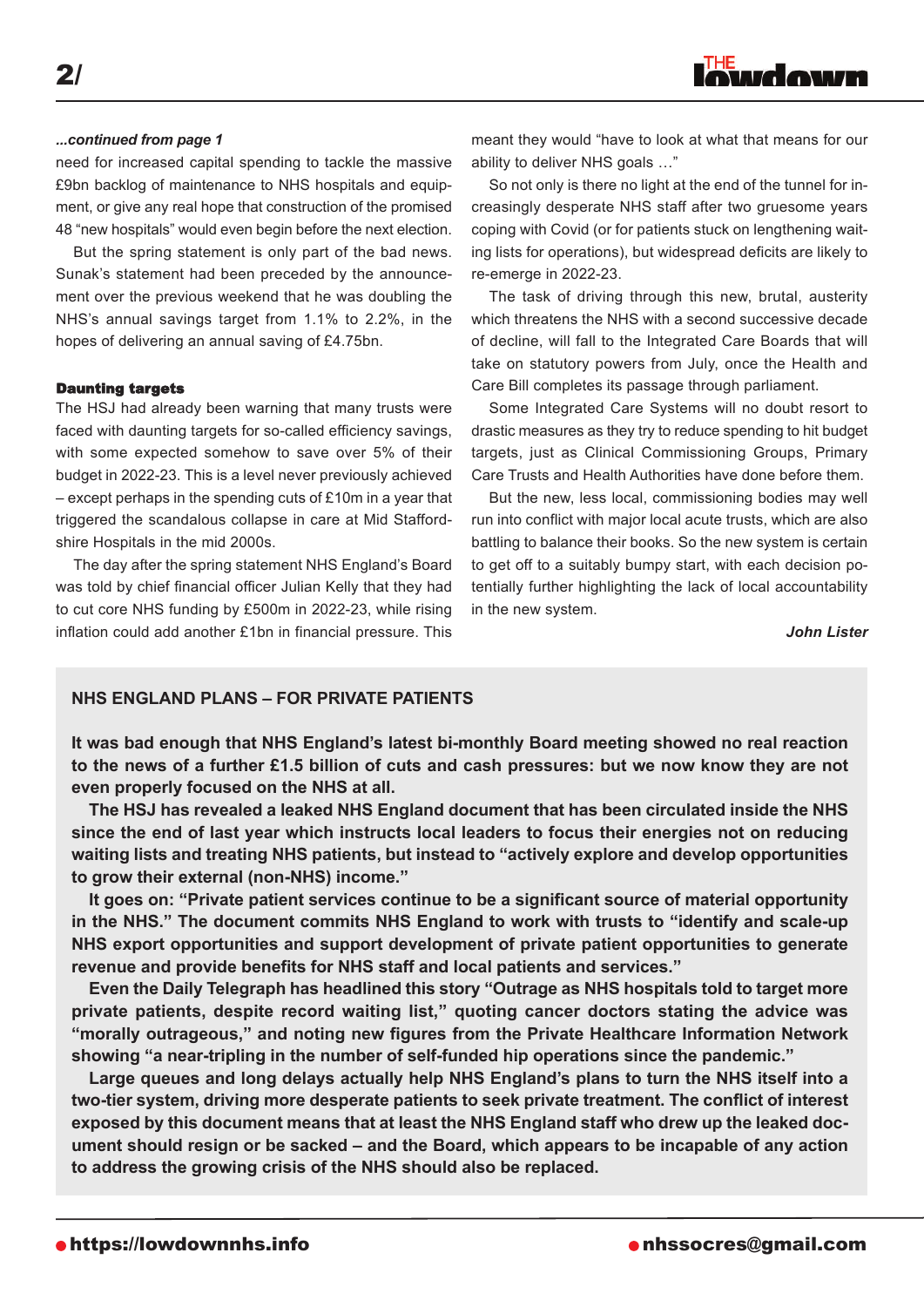*...continued from page 1*

need for increased capital spending to tackle the massive £9bn backlog of maintenance to NHS hospitals and equipment, or give any real hope that construction of the promised 48 "new hospitals" would even begin before the next election.

But the spring statement is only part of the bad news. Sunak's statement had been preceded by the announcement over the previous weekend that he was doubling the NHS's annual savings target from 1.1% to 2.2%, in the hopes of delivering an annual saving of £4.75bn.

**Daunting targets**

The HSJ had already been warning that many trusts were faced with daunting targets for so-called efficiency savings, with some expected somehow to save over 5% of their budget in 2022-23. This is a level never previously achieved – except perhaps in the spending cuts of £10m in a year that triggered the scandalous collapse in care at Mid Staffordshire Hospitals in the mid 2000s.

The day after the spring statement NHS England's Board was told by chief financial officer Julian Kelly that they had to cut core NHS funding by £500m in 2022-23, while rising inflation could add another £1bn in financial pressure. This meant they would "have to look at what that means for our ability to deliver NHS goals …"

So not only is there no light at the end of the tunnel for increasingly desperate NHS staff after two gruesome years coping with Covid (or for patients stuck on lengthening waiting lists for operations), but widespread deficits are likely to re-emerge in 2022-23.

The task of driving through this new, brutal, austerity which threatens the NHS with a second successive decade of decline, will fall to the Integrated Care Boards that will take on statutory powers from July, once the Health and Care Bill completes its passage through parliament.

Some Integrated Care Systems will no doubt resort to drastic measures as they try to reduce spending to hit budget targets, just as Clinical Commissioning Groups, Primary Care Trusts and Health Authorities have done before them.

But the new, less local, commissioning bodies may well run into conflict with major local acute trusts, which are also battling to balance their books. So the new system is certain to get off to a suitably bumpy start, with each decision potentially further highlighting the lack of local accountability in the new system.

***John Lister***

## NHS ENGLAND PLANS – FOR PRIVATE PATIENTS

**It was bad enough that NHS England's latest bi-monthly Board meeting showed no real reaction to the news of a further £1.5 billion of cuts and cash pressures: but we now know they are not even properly focused on the NHS at all.**

**The HSJ has revealed a leaked NHS England document that has been circulated inside the NHS since the end of last year which instructs local leaders to focus their energies not on reducing waiting lists and treating NHS patients, but instead to "actively explore and develop opportunities to grow their external (non-NHS) income."**

**It goes on: "Private patient services continue to be a significant source of material opportunity in the NHS." The document commits NHS England to work with trusts to "identify and scale-up NHS export opportunities and support development of private patient opportunities to generate revenue and provide benefits for NHS staff and local patients and services."**

**Even the Daily Telegraph has headlined this story "Outrage as NHS hospitals told to target more private patients, despite record waiting list," quoting cancer doctors stating the advice was "morally outrageous," and noting new figures from the Private Healthcare Information Network showing "a near-tripling in the number of self-funded hip operations since the pandemic."**

**Large queues and long delays actually help NHS England's plans to turn the NHS itself into a two-tier system, driving more desperate patients to seek private treatment. The conflict of interest exposed by this document means that at least the NHS England staff who drew up the leaked document should resign or be sacked – and the Board, which appears to be incapable of any action to address the growing crisis of the NHS should also be replaced.**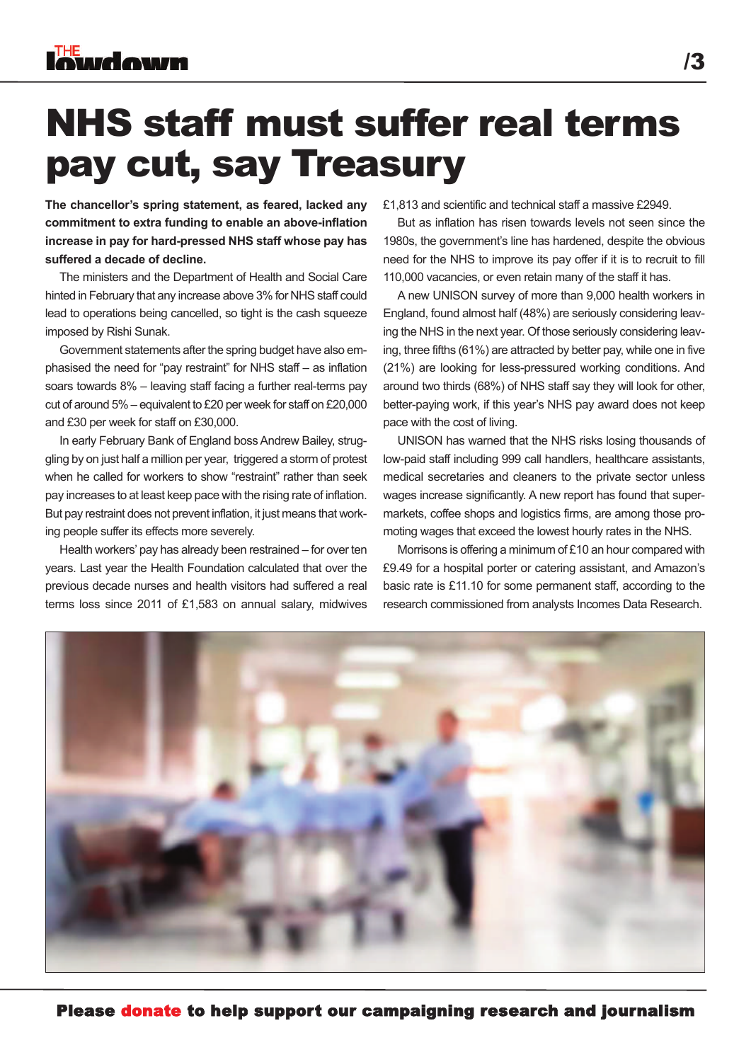# NHS staff must suffer real terms pay cut, say Treasury

**The chancellor's spring statement, as feared, lacked any commitment to extra funding to enable an above-inflation increase in pay for hard-pressed NHS staff whose pay has suffered a decade of decline.**

The ministers and the Department of Health and Social Care hinted in February that any increase above 3% for NHS staff could lead to operations being cancelled, so tight is the cash squeeze imposed by Rishi Sunak.

Government statements after the spring budget have also emphasised the need for "pay restraint" for NHS staff – as inflation soars towards 8% – leaving staff facing a further real-terms pay cut of around 5% – equivalent to £20 per week for staff on £20,000 and £30 per week for staff on £30,000.

In early February Bank of England boss Andrew Bailey, struggling by on just half a million per year, triggered a storm of protest when he called for workers to show "restraint" rather than seek pay increases to at least keep pace with the rising rate of inflation. But pay restraint does not prevent inflation, it just means that working people suffer its effects more severely.

Health workers' pay has already been restrained – for over ten years. Last year the Health Foundation calculated that over the previous decade nurses and health visitors had suffered a real terms loss since 2011 of £1,583 on annual salary, midwives £1,813 and scientific and technical staff a massive £2949.

But as inflation has risen towards levels not seen since the 1980s, the government's line has hardened, despite the obvious need for the NHS to improve its pay offer if it is to recruit to fill 110,000 vacancies, or even retain many of the staff it has.

A new UNISON survey of more than 9,000 health workers in England, found almost half (48%) are seriously considering leaving the NHS in the next year. Of those seriously considering leaving, three fifths (61%) are attracted by better pay, while one in five (21%) are looking for less-pressured working conditions. And around two thirds (68%) of NHS staff say they will look for other, better-paying work, if this year's NHS pay award does not keep pace with the cost of living.

UNISON has warned that the NHS risks losing thousands of low-paid staff including 999 call handlers, healthcare assistants, medical secretaries and cleaners to the private sector unless wages increase significantly. A new report has found that supermarkets, coffee shops and logistics firms, are among those promoting wages that exceed the lowest hourly rates in the NHS.

Morrisons is offering a minimum of £10 an hour compared with £9.49 for a hospital porter or catering assistant, and Amazon's basic rate is £11.10 for some permanent staff, according to the research commissioned from analysts Incomes Data Research.

**Please donate to help support our campaigning research and journalism**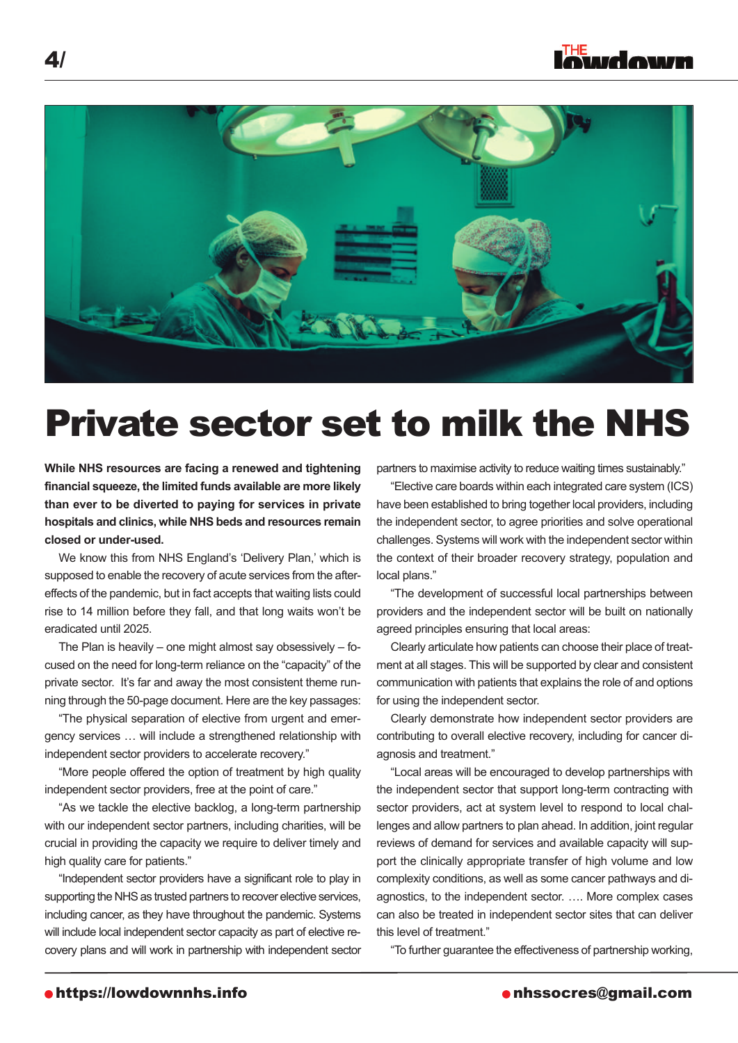# Private sector set to milk the NHS

**While NHS resources are facing a renewed and tightening financial squeeze, the limited funds available are more likely than ever to be diverted to paying for services in private hospitals and clinics, while NHS beds and resources remain closed or under-used.**

We know this from NHS England's 'Delivery Plan,' which is supposed to enable the recovery of acute services from the after-effects of the pandemic, but in fact accepts that waiting lists could rise to 14 million before they fall, and that long waits won't be eradicated until 2025.

The Plan is heavily – one might almost say obsessively – focused on the need for long-term reliance on the "capacity" of the private sector. It's far and away the most consistent theme running through the 50-page document. Here are the key passages:

"The physical separation of elective from urgent and emergency services … will include a strengthened relationship with independent sector providers to accelerate recovery."

"More people offered the option of treatment by high quality independent sector providers, free at the point of care."

"As we tackle the elective backlog, a long-term partnership with our independent sector partners, including charities, will be crucial in providing the capacity we require to deliver timely and high quality care for patients."

"Independent sector providers have a significant role to play in supporting the NHS as trusted partners to recover elective services, including cancer, as they have throughout the pandemic. Systems will include local independent sector capacity as part of elective recovery plans and will work in partnership with independent sector partners to maximise activity to reduce waiting times sustainably."

"Elective care boards within each integrated care system (ICS) have been established to bring together local providers, including the independent sector, to agree priorities and solve operational challenges. Systems will work with the independent sector within the context of their broader recovery strategy, population and local plans."

"The development of successful local partnerships between providers and the independent sector will be built on nationally agreed principles ensuring that local areas:

Clearly articulate how patients can choose their place of treatment at all stages. This will be supported by clear and consistent communication with patients that explains the role of and options for using the independent sector.

Clearly demonstrate how independent sector providers are contributing to overall elective recovery, including for cancer diagnosis and treatment."

"Local areas will be encouraged to develop partnerships with the independent sector that support long-term contracting with sector providers, act at system level to respond to local challenges and allow partners to plan ahead. In addition, joint regular reviews of demand for services and available capacity will support the clinically appropriate transfer of high volume and low complexity conditions, as well as some cancer pathways and diagnostics, to the independent sector. …. More complex cases can also be treated in independent sector sites that can deliver this level of treatment."

"To further guarantee the effectiveness of partnership working,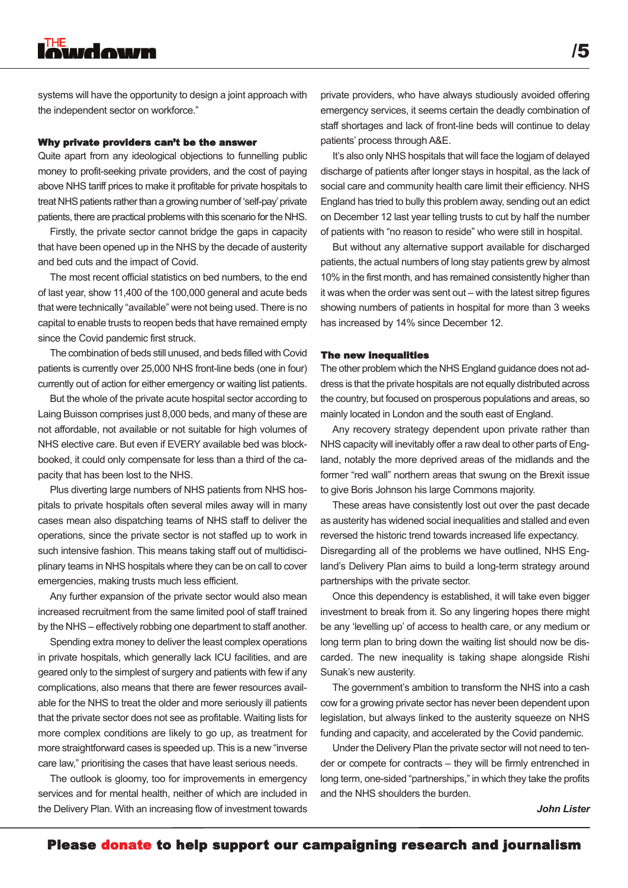systems will have the opportunity to design a joint approach with the independent sector on workforce."

### Why private providers can't be the answer

Quite apart from any ideological objections to funnelling public money to profit-seeking private providers, and the cost of paying above NHS tariff prices to make it profitable for private hospitals to treat NHS patients rather than a growing number of 'self-pay' private patients, there are practical problems with this scenario for the NHS.

Firstly, the private sector cannot bridge the gaps in capacity that have been opened up in the NHS by the decade of austerity and bed cuts and the impact of Covid.

The most recent official statistics on bed numbers, to the end of last year, show 11,400 of the 100,000 general and acute beds that were technically "available" were not being used. There is no capital to enable trusts to reopen beds that have remained empty since the Covid pandemic first struck.

The combination of beds still unused, and beds filled with Covid patients is currently over 25,000 NHS front-line beds (one in four) currently out of action for either emergency or waiting list patients.

But the whole of the private acute hospital sector according to Laing Buisson comprises just 8,000 beds, and many of these are not affordable, not available or not suitable for high volumes of NHS elective care. But even if EVERY available bed was block-booked, it could only compensate for less than a third of the capacity that has been lost to the NHS.

Plus diverting large numbers of NHS patients from NHS hospitals to private hospitals often several miles away will in many cases mean also dispatching teams of NHS staff to deliver the operations, since the private sector is not staffed up to work in such intensive fashion. This means taking staff out of multidisciplinary teams in NHS hospitals where they can be on call to cover emergencies, making trusts much less efficient.

Any further expansion of the private sector would also mean increased recruitment from the same limited pool of staff trained by the NHS – effectively robbing one department to staff another.

Spending extra money to deliver the least complex operations in private hospitals, which generally lack ICU facilities, and are geared only to the simplest of surgery and patients with few if any complications, also means that there are fewer resources available for the NHS to treat the older and more seriously ill patients that the private sector does not see as profitable. Waiting lists for more complex conditions are likely to go up, as treatment for more straightforward cases is speeded up. This is a new "inverse care law," prioritising the cases that have least serious needs.

The outlook is gloomy, too for improvements in emergency services and for mental health, neither of which are included in the Delivery Plan. With an increasing flow of investment towards private providers, who have always studiously avoided offering emergency services, it seems certain the deadly combination of staff shortages and lack of front-line beds will continue to delay patients' process through A&E.

It's also only NHS hospitals that will face the logjam of delayed discharge of patients after longer stays in hospital, as the lack of social care and community health care limit their efficiency. NHS England has tried to bully this problem away, sending out an edict on December 12 last year telling trusts to cut by half the number of patients with "no reason to reside" who were still in hospital.

But without any alternative support available for discharged patients, the actual numbers of long stay patients grew by almost 10% in the first month, and has remained consistently higher than it was when the order was sent out – with the latest sitrep figures showing numbers of patients in hospital for more than 3 weeks has increased by 14% since December 12.

### The new inequalities

The other problem which the NHS England guidance does not address is that the private hospitals are not equally distributed across the country, but focused on prosperous populations and areas, so mainly located in London and the south east of England.

Any recovery strategy dependent upon private rather than NHS capacity will inevitably offer a raw deal to other parts of England, notably the more deprived areas of the midlands and the former "red wall" northern areas that swung on the Brexit issue to give Boris Johnson his large Commons majority.

These areas have consistently lost out over the past decade as austerity has widened social inequalities and stalled and even reversed the historic trend towards increased life expectancy. Disregarding all of the problems we have outlined, NHS England's Delivery Plan aims to build a long-term strategy around partnerships with the private sector.

Once this dependency is established, it will take even bigger investment to break from it. So any lingering hopes there might be any 'levelling up' of access to health care, or any medium or long term plan to bring down the waiting list should now be discarded. The new inequality is taking shape alongside Rishi Sunak's new austerity.

The government's ambition to transform the NHS into a cash cow for a growing private sector has never been dependent upon legislation, but always linked to the austerity squeeze on NHS funding and capacity, and accelerated by the Covid pandemic.

Under the Delivery Plan the private sector will not need to tender or compete for contracts – they will be firmly entrenched in long term, one-sided "partnerships," in which they take the profits and the NHS shoulders the burden.

***John Lister***

**Please donate to help support our campaigning research and journalism**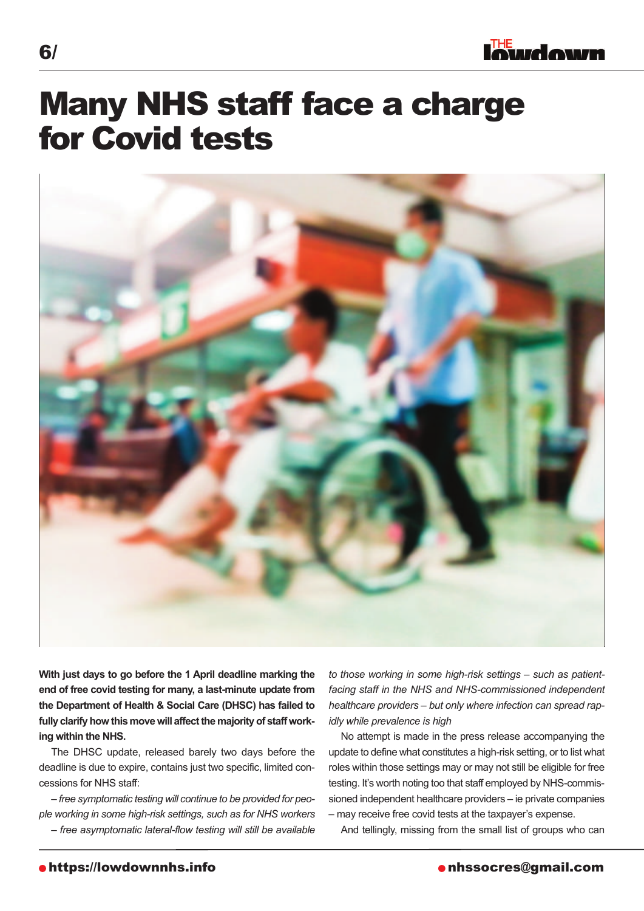# Many NHS staff face a charge for Covid tests

**With just days to go before the 1 April deadline marking the end of free covid testing for many, a last-minute update from the Department of Health & Social Care (DHSC) has failed to fully clarify how this move will affect the majority of staff working within the NHS.**

The DHSC update, released barely two days before the deadline is due to expire, contains just two specific, limited concessions for NHS staff:

*– free symptomatic testing will continue to be provided for people working in some high-risk settings, such as for NHS workers*

*– free asymptomatic lateral-flow testing will still be available to those working in some high-risk settings – such as patient-facing staff in the NHS and NHS-commissioned independent healthcare providers – but only where infection can spread rapidly while prevalence is high*

No attempt is made in the press release accompanying the update to define what constitutes a high-risk setting, or to list what roles within those settings may or may not still be eligible for free testing. It's worth noting too that staff employed by NHS-commissioned independent healthcare providers – ie private companies – may receive free covid tests at the taxpayer's expense.

And tellingly, missing from the small list of groups who can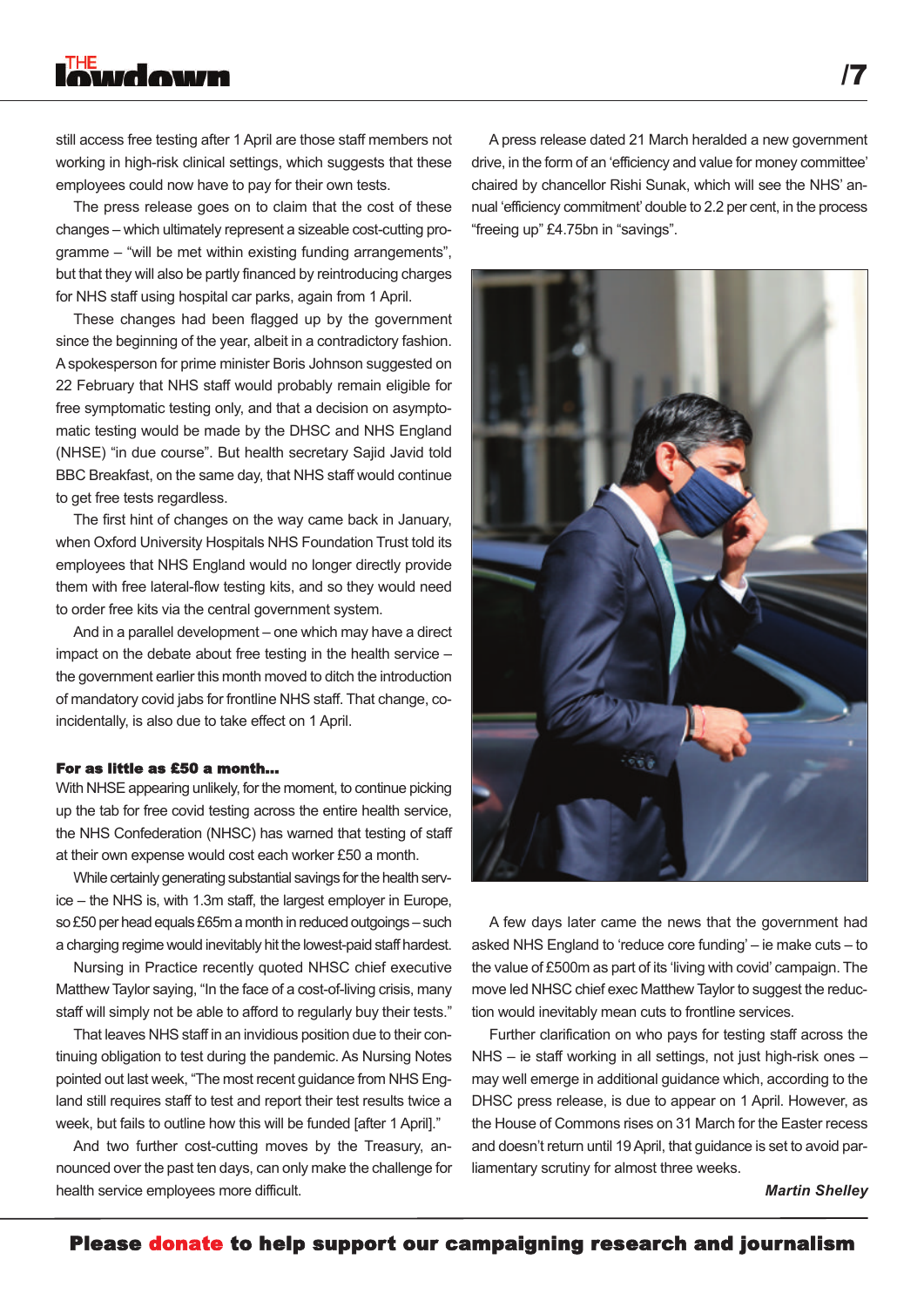still access free testing after 1 April are those staff members not working in high-risk clinical settings, which suggests that these employees could now have to pay for their own tests.

The press release goes on to claim that the cost of these changes – which ultimately represent a sizeable cost-cutting programme – "will be met within existing funding arrangements", but that they will also be partly financed by reintroducing charges for NHS staff using hospital car parks, again from 1 April.

These changes had been flagged up by the government since the beginning of the year, albeit in a contradictory fashion. A spokesperson for prime minister Boris Johnson suggested on 22 February that NHS staff would probably remain eligible for free symptomatic testing only, and that a decision on asymptomatic testing would be made by the DHSC and NHS England (NHSE) "in due course". But health secretary Sajid Javid told BBC Breakfast, on the same day, that NHS staff would continue to get free tests regardless.

The first hint of changes on the way came back in January, when Oxford University Hospitals NHS Foundation Trust told its employees that NHS England would no longer directly provide them with free lateral-flow testing kits, and so they would need to order free kits via the central government system.

And in a parallel development – one which may have a direct impact on the debate about free testing in the health service – the government earlier this month moved to ditch the introduction of mandatory covid jabs for frontline NHS staff. That change, coincidentally, is also due to take effect on 1 April.

**For as little as £50 a month...**

With NHSE appearing unlikely, for the moment, to continue picking up the tab for free covid testing across the entire health service, the NHS Confederation (NHSC) has warned that testing of staff at their own expense would cost each worker £50 a month.

While certainly generating substantial savings for the health service – the NHS is, with 1.3m staff, the largest employer in Europe, so £50 per head equals £65m a month in reduced outgoings – such a charging regime would inevitably hit the lowest-paid staff hardest.

Nursing in Practice recently quoted NHSC chief executive Matthew Taylor saying, "In the face of a cost-of-living crisis, many staff will simply not be able to afford to regularly buy their tests."

That leaves NHS staff in an invidious position due to their continuing obligation to test during the pandemic. As Nursing Notes pointed out last week, "The most recent guidance from NHS England still requires staff to test and report their test results twice a week, but fails to outline how this will be funded [after 1 April]."

And two further cost-cutting moves by the Treasury, announced over the past ten days, can only make the challenge for health service employees more difficult.

A press release dated 21 March heralded a new government drive, in the form of an 'efficiency and value for money committee' chaired by chancellor Rishi Sunak, which will see the NHS' annual 'efficiency commitment' double to 2.2 per cent, in the process "freeing up" £4.75bn in "savings".

A few days later came the news that the government had asked NHS England to 'reduce core funding' – ie make cuts – to the value of £500m as part of its 'living with covid' campaign. The move led NHSC chief exec Matthew Taylor to suggest the reduction would inevitably mean cuts to frontline services.

Further clarification on who pays for testing staff across the NHS – ie staff working in all settings, not just high-risk ones – may well emerge in additional guidance which, according to the DHSC press release, is due to appear on 1 April. However, as the House of Commons rises on 31 March for the Easter recess and doesn't return until 19 April, that guidance is set to avoid parliamentary scrutiny for almost three weeks.

***Martin Shelley***

**Please donate to help support our campaigning research and journalism**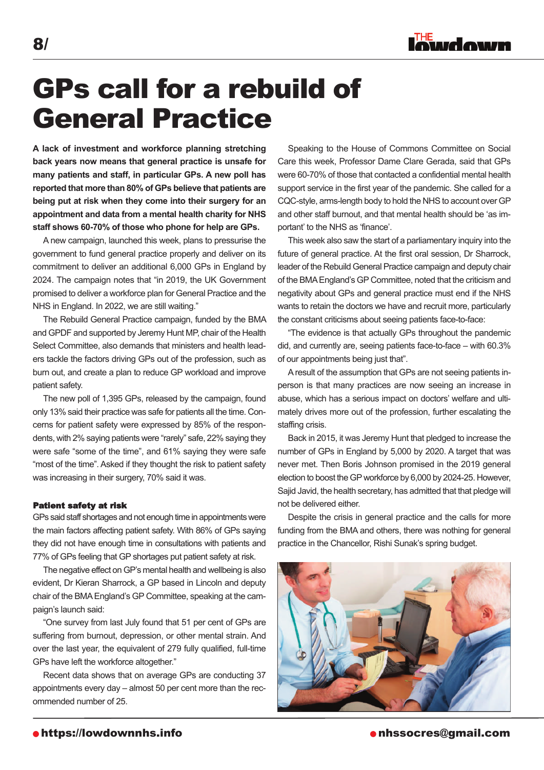# GPs call for a rebuild of General Practice

**A lack of investment and workforce planning stretching back years now means that general practice is unsafe for many patients and staff, in particular GPs. A new poll has reported that more than 80% of GPs believe that patients are being put at risk when they come into their surgery for an appointment and data from a mental health charity for NHS staff shows 60-70% of those who phone for help are GPs.**

A new campaign, launched this week, plans to pressurise the government to fund general practice properly and deliver on its commitment to deliver an additional 6,000 GPs in England by 2024. The campaign notes that "in 2019, the UK Government promised to deliver a workforce plan for General Practice and the NHS in England. In 2022, we are still waiting."

The Rebuild General Practice campaign, funded by the BMA and GPDF and supported by Jeremy Hunt MP, chair of the Health Select Committee, also demands that ministers and health leaders tackle the factors driving GPs out of the profession, such as burn out, and create a plan to reduce GP workload and improve patient safety.

The new poll of 1,395 GPs, released by the campaign, found only 13% said their practice was safe for patients all the time. Concerns for patient safety were expressed by 85% of the respondents, with 2% saying patients were "rarely" safe, 22% saying they were safe "some of the time", and 61% saying they were safe "most of the time". Asked if they thought the risk to patient safety was increasing in their surgery, 70% said it was.

### Patient safety at risk

GPs said staff shortages and not enough time in appointments were the main factors affecting patient safety. With 86% of GPs saying they did not have enough time in consultations with patients and 77% of GPs feeling that GP shortages put patient safety at risk.

The negative effect on GP's mental health and wellbeing is also evident, Dr Kieran Sharrock, a GP based in Lincoln and deputy chair of the BMA England's GP Committee, speaking at the campaign's launch said:

"One survey from last July found that 51 per cent of GPs are suffering from burnout, depression, or other mental strain. And over the last year, the equivalent of 279 fully qualified, full-time GPs have left the workforce altogether."

Recent data shows that on average GPs are conducting 37 appointments every day – almost 50 per cent more than the recommended number of 25.

Speaking to the House of Commons Committee on Social Care this week, Professor Dame Clare Gerada, said that GPs were 60-70% of those that contacted a confidential mental health support service in the first year of the pandemic. She called for a CQC-style, arms-length body to hold the NHS to account over GP and other staff burnout, and that mental health should be 'as important' to the NHS as 'finance'.

This week also saw the start of a parliamentary inquiry into the future of general practice. At the first oral session, Dr Sharrock, leader of the Rebuild General Practice campaign and deputy chair of the BMA England's GP Committee, noted that the criticism and negativity about GPs and general practice must end if the NHS wants to retain the doctors we have and recruit more, particularly the constant criticisms about seeing patients face-to-face:

"The evidence is that actually GPs throughout the pandemic did, and currently are, seeing patients face-to-face – with 60.3% of our appointments being just that".

A result of the assumption that GPs are not seeing patients in-person is that many practices are now seeing an increase in abuse, which has a serious impact on doctors' welfare and ultimately drives more out of the profession, further escalating the staffing crisis.

Back in 2015, it was Jeremy Hunt that pledged to increase the number of GPs in England by 5,000 by 2020. A target that was never met. Then Boris Johnson promised in the 2019 general election to boost the GP workforce by 6,000 by 2024-25. However, Sajid Javid, the health secretary, has admitted that that pledge will not be delivered either.

Despite the crisis in general practice and the calls for more funding from the BMA and others, there was nothing for general practice in the Chancellor, Rishi Sunak's spring budget.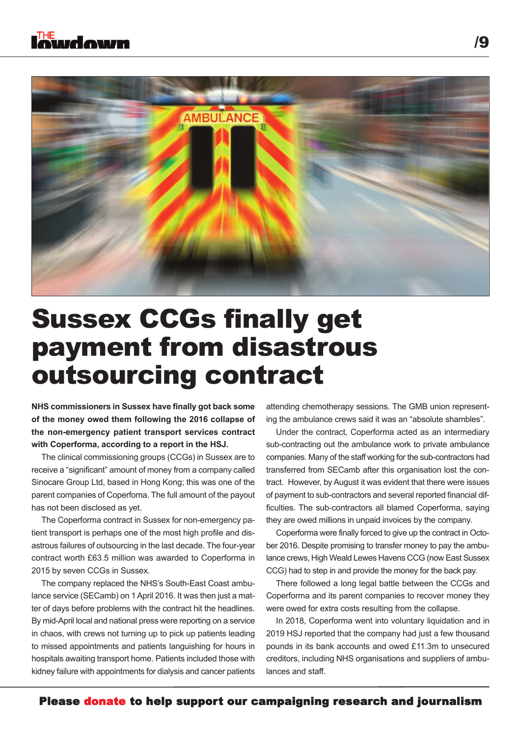# Sussex CCGs finally get payment from disastrous outsourcing contract

**NHS commissioners in Sussex have finally got back some of the money owed them following the 2016 collapse of the non-emergency patient transport services contract with Coperforma, according to a report in the HSJ.**

The clinical commissioning groups (CCGs) in Sussex are to receive a "significant" amount of money from a company called Sinocare Group Ltd, based in Hong Kong; this was one of the parent companies of Coperfoma. The full amount of the payout has not been disclosed as yet.

The Coperforma contract in Sussex for non-emergency patient transport is perhaps one of the most high profile and disastrous failures of outsourcing in the last decade. The four-year contract worth £63.5 million was awarded to Coperforma in 2015 by seven CCGs in Sussex.

The company replaced the NHS's South-East Coast ambulance service (SECamb) on 1 April 2016. It was then just a matter of days before problems with the contract hit the headlines. By mid-April local and national press were reporting on a service in chaos, with crews not turning up to pick up patients leading to missed appointments and patients languishing for hours in hospitals awaiting transport home. Patients included those with kidney failure with appointments for dialysis and cancer patients attending chemotherapy sessions. The GMB union representing the ambulance crews said it was an "absolute shambles".

Under the contract, Coperforma acted as an intermediary sub-contracting out the ambulance work to private ambulance companies. Many of the staff working for the sub-contractors had transferred from SECamb after this organisation lost the contract. However, by August it was evident that there were issues of payment to sub-contractors and several reported financial difficulties. The sub-contractors all blamed Coperforma, saying they are owed millions in unpaid invoices by the company.

Coperforma were finally forced to give up the contract in October 2016. Despite promising to transfer money to pay the ambulance crews, High Weald Lewes Havens CCG (now East Sussex CCG) had to step in and provide the money for the back pay.

There followed a long legal battle between the CCGs and Coperforma and its parent companies to recover money they were owed for extra costs resulting from the collapse.

In 2018, Coperforma went into voluntary liquidation and in 2019 HSJ reported that the company had just a few thousand pounds in its bank accounts and owed £11.3m to unsecured creditors, including NHS organisations and suppliers of ambulances and staff.

**Please donate to help support our campaigning research and journalism**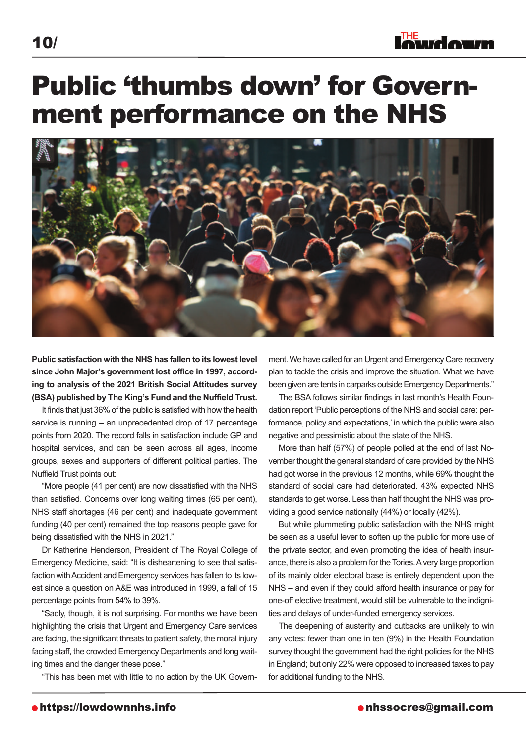# Public 'thumbs down' for Government performance on the NHS

**Public satisfaction with the NHS has fallen to its lowest level since John Major's government lost office in 1997, according to analysis of the 2021 British Social Attitudes survey (BSA) published by The King's Fund and the Nuffield Trust.**

It finds that just 36% of the public is satisfied with how the health service is running – an unprecedented drop of 17 percentage points from 2020. The record falls in satisfaction include GP and hospital services, and can be seen across all ages, income groups, sexes and supporters of different political parties. The Nuffield Trust points out:

"More people (41 per cent) are now dissatisfied with the NHS than satisfied. Concerns over long waiting times (65 per cent), NHS staff shortages (46 per cent) and inadequate government funding (40 per cent) remained the top reasons people gave for being dissatisfied with the NHS in 2021."

Dr Katherine Henderson, President of The Royal College of Emergency Medicine, said: "It is disheartening to see that satisfaction with Accident and Emergency services has fallen to its lowest since a question on A&E was introduced in 1999, a fall of 15 percentage points from 54% to 39%.

"Sadly, though, it is not surprising. For months we have been highlighting the crisis that Urgent and Emergency Care services are facing, the significant threats to patient safety, the moral injury facing staff, the crowded Emergency Departments and long waiting times and the danger these pose."

"This has been met with little to no action by the UK Government. We have called for an Urgent and Emergency Care recovery plan to tackle the crisis and improve the situation. What we have been given are tents in carparks outside Emergency Departments."

The BSA follows similar findings in last month's Health Foundation report 'Public perceptions of the NHS and social care: performance, policy and expectations,' in which the public were also negative and pessimistic about the state of the NHS.

More than half (57%) of people polled at the end of last November thought the general standard of care provided by the NHS had got worse in the previous 12 months, while 69% thought the standard of social care had deteriorated. 43% expected NHS standards to get worse. Less than half thought the NHS was providing a good service nationally (44%) or locally (42%).

But while plummeting public satisfaction with the NHS might be seen as a useful lever to soften up the public for more use of the private sector, and even promoting the idea of health insurance, there is also a problem for the Tories. A very large proportion of its mainly older electoral base is entirely dependent upon the NHS – and even if they could afford health insurance or pay for one-off elective treatment, would still be vulnerable to the indignities and delays of under-funded emergency services.

The deepening of austerity and cutbacks are unlikely to win any votes: fewer than one in ten (9%) in the Health Foundation survey thought the government had the right policies for the NHS in England; but only 22% were opposed to increased taxes to pay for additional funding to the NHS.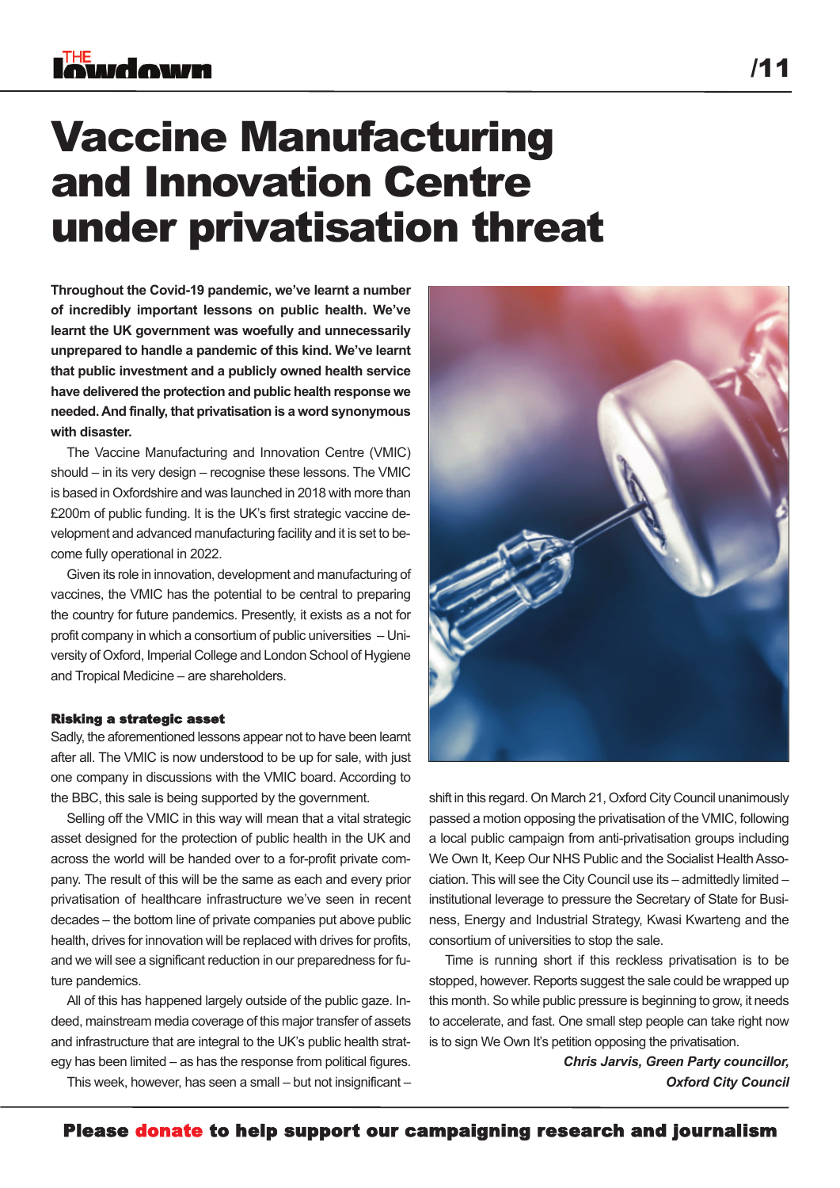# Vaccine Manufacturing and Innovation Centre under privatisation threat

**Throughout the Covid-19 pandemic, we've learnt a number of incredibly important lessons on public health. We've learnt the UK government was woefully and unnecessarily unprepared to handle a pandemic of this kind. We've learnt that public investment and a publicly owned health service have delivered the protection and public health response we needed. And finally, that privatisation is a word synonymous with disaster.**

The Vaccine Manufacturing and Innovation Centre (VMIC) should – in its very design – recognise these lessons. The VMIC is based in Oxfordshire and was launched in 2018 with more than £200m of public funding. It is the UK's first strategic vaccine development and advanced manufacturing facility and it is set to become fully operational in 2022.

Given its role in innovation, development and manufacturing of vaccines, the VMIC has the potential to be central to preparing the country for future pandemics. Presently, it exists as a not for profit company in which a consortium of public universities – University of Oxford, Imperial College and London School of Hygiene and Tropical Medicine – are shareholders.

### Risking a strategic asset

Sadly, the aforementioned lessons appear not to have been learnt after all. The VMIC is now understood to be up for sale, with just one company in discussions with the VMIC board. According to the BBC, this sale is being supported by the government.

Selling off the VMIC in this way will mean that a vital strategic asset designed for the protection of public health in the UK and across the world will be handed over to a for-profit private company. The result of this will be the same as each and every prior privatisation of healthcare infrastructure we've seen in recent decades – the bottom line of private companies put above public health, drives for innovation will be replaced with drives for profits, and we will see a significant reduction in our preparedness for future pandemics.

All of this has happened largely outside of the public gaze. Indeed, mainstream media coverage of this major transfer of assets and infrastructure that are integral to the UK's public health strategy has been limited – as has the response from political figures.

This week, however, has seen a small – but not insignificant – shift in this regard. On March 21, Oxford City Council unanimously passed a motion opposing the privatisation of the VMIC, following a local public campaign from anti-privatisation groups including We Own It, Keep Our NHS Public and the Socialist Health Association. This will see the City Council use its – admittedly limited – institutional leverage to pressure the Secretary of State for Business, Energy and Industrial Strategy, Kwasi Kwarteng and the consortium of universities to stop the sale.

Time is running short if this reckless privatisation is to be stopped, however. Reports suggest the sale could be wrapped up this month. So while public pressure is beginning to grow, it needs to accelerate, and fast. One small step people can take right now is to sign We Own It's petition opposing the privatisation.

***Chris Jarvis, Green Party councillor, Oxford City Council***

**Please donate to help support our campaigning research and journalism**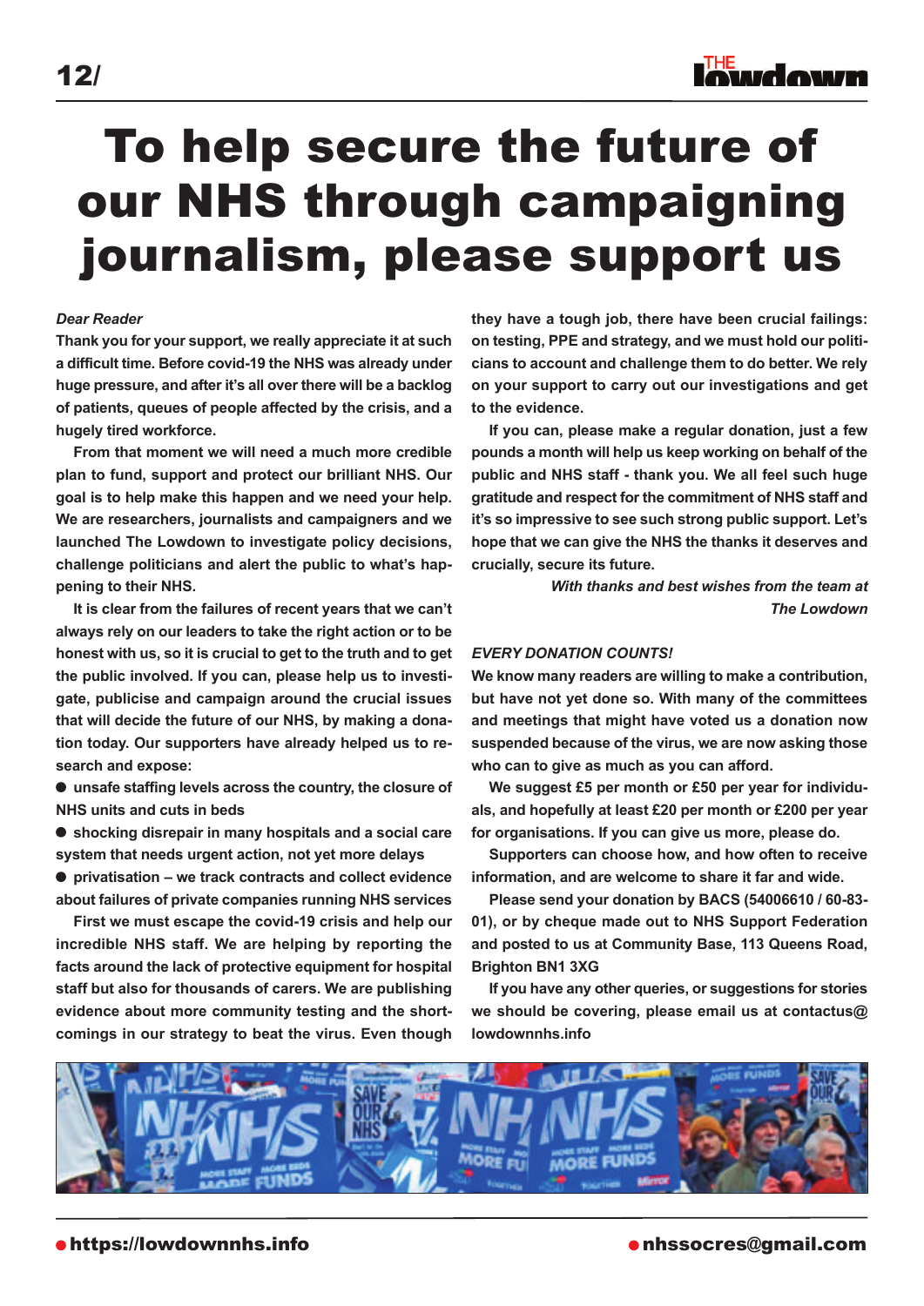# To help secure the future of our NHS through campaigning journalism, please support us

*Dear Reader*

**Thank you for your support, we really appreciate it at such a difficult time. Before covid-19 the NHS was already under huge pressure, and after it's all over there will be a backlog of patients, queues of people affected by the crisis, and a hugely tired workforce.**

**From that moment we will need a much more credible plan to fund, support and protect our brilliant NHS. Our goal is to help make this happen and we need your help. We are researchers, journalists and campaigners and we launched The Lowdown to investigate policy decisions, challenge politicians and alert the public to what's happening to their NHS.**

**It is clear from the failures of recent years that we can't always rely on our leaders to take the right action or to be honest with us, so it is crucial to get to the truth and to get the public involved. If you can, please help us to investigate, publicise and campaign around the crucial issues that will decide the future of our NHS, by making a donation today. Our supporters have already helped us to research and expose:**

- **unsafe staffing levels across the country, the closure of NHS units and cuts in beds**
- **shocking disrepair in many hospitals and a social care system that needs urgent action, not yet more delays**
- **privatisation – we track contracts and collect evidence about failures of private companies running NHS services**

**First we must escape the covid-19 crisis and help our incredible NHS staff. We are helping by reporting the facts around the lack of protective equipment for hospital staff but also for thousands of carers. We are publishing evidence about more community testing and the shortcomings in our strategy to beat the virus. Even though they have a tough job, there have been crucial failings: on testing, PPE and strategy, and we must hold our politicians to account and challenge them to do better. We rely on your support to carry out our investigations and get to the evidence.**

**If you can, please make a regular donation, just a few pounds a month will help us keep working on behalf of the public and NHS staff - thank you. We all feel such huge gratitude and respect for the commitment of NHS staff and it's so impressive to see such strong public support. Let's hope that we can give the NHS the thanks it deserves and crucially, secure its future.**

***With thanks and best wishes from the team at The Lowdown***

***EVERY DONATION COUNTS!***

**We know many readers are willing to make a contribution, but have not yet done so. With many of the committees and meetings that might have voted us a donation now suspended because of the virus, we are now asking those who can to give as much as you can afford.**

**We suggest £5 per month or £50 per year for individuals, and hopefully at least £20 per month or £200 per year for organisations. If you can give us more, please do.**

**Supporters can choose how, and how often to receive information, and are welcome to share it far and wide.**

**Please send your donation by BACS (54006610 / 60-83-01), or by cheque made out to NHS Support Federation and posted to us at Community Base, 113 Queens Road, Brighton BN1 3XG**

**If you have any other queries, or suggestions for stories we should be covering, please email us at contactus@lowdownnhs.info**

**https://lowdownnhs.info** • **nhssocres@gmail.com**